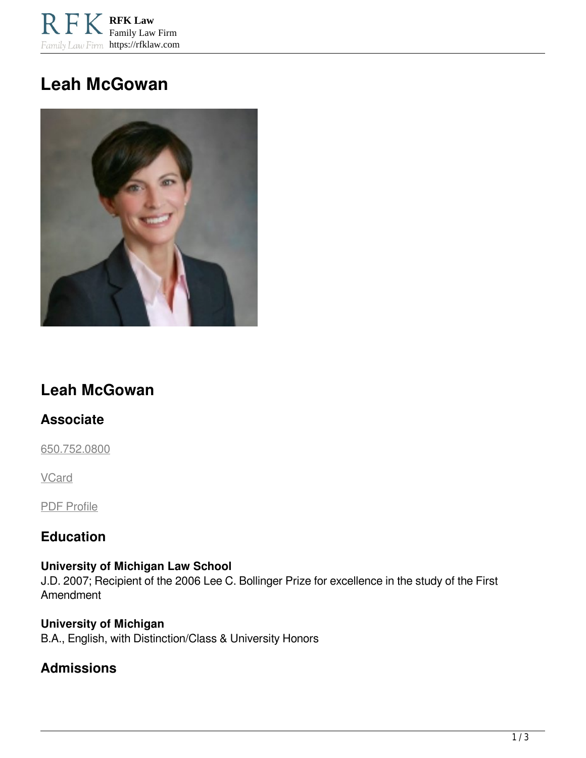# Leah McGowan

## Leah McGowan

### Associate

650.752.0800

VCard

PDF Profile

### Education

**University of Michigan Law School**
J.D. 2007; Recipient of the 2006 Lee C. Bollinger Prize for excellence in the study of the First Amendment

**University of Michigan**
B.A., English, with Distinction/Class & University Honors

### Admissions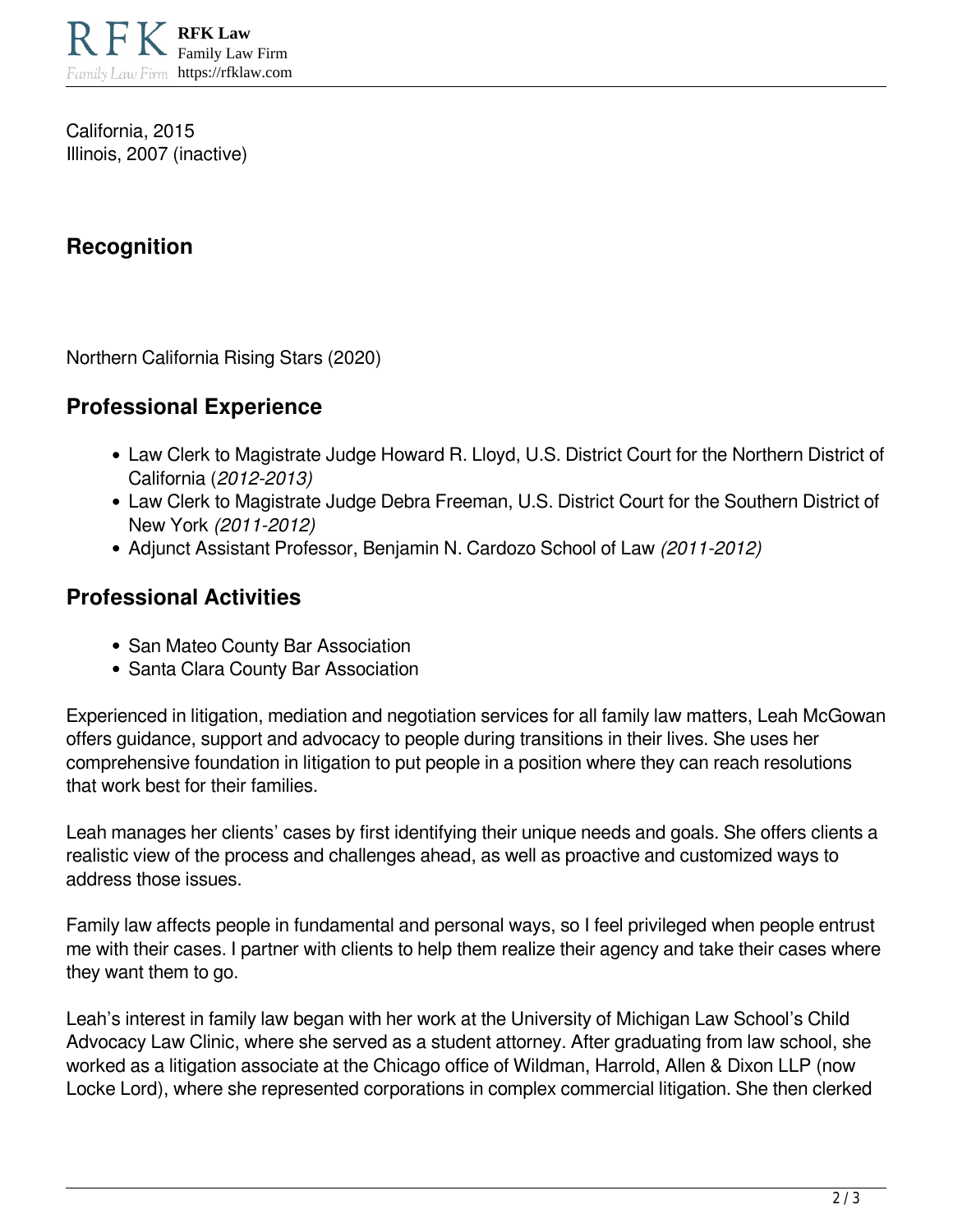California, 2015
Illinois, 2007 (inactive)

## Recognition

Northern California Rising Stars (2020)

## Professional Experience

- Law Clerk to Magistrate Judge Howard R. Lloyd, U.S. District Court for the Northern District of California (*2012-2013)*
- Law Clerk to Magistrate Judge Debra Freeman, U.S. District Court for the Southern District of New York *(2011-2012)*
- Adjunct Assistant Professor, Benjamin N. Cardozo School of Law *(2011-2012)*

## Professional Activities

- San Mateo County Bar Association
- Santa Clara County Bar Association

Experienced in litigation, mediation and negotiation services for all family law matters, Leah McGowan offers guidance, support and advocacy to people during transitions in their lives. She uses her comprehensive foundation in litigation to put people in a position where they can reach resolutions that work best for their families.

Leah manages her clients' cases by first identifying their unique needs and goals. She offers clients a realistic view of the process and challenges ahead, as well as proactive and customized ways to address those issues.

Family law affects people in fundamental and personal ways, so I feel privileged when people entrust me with their cases. I partner with clients to help them realize their agency and take their cases where they want them to go.

Leah's interest in family law began with her work at the University of Michigan Law School's Child Advocacy Law Clinic, where she served as a student attorney. After graduating from law school, she worked as a litigation associate at the Chicago office of Wildman, Harrold, Allen & Dixon LLP (now Locke Lord), where she represented corporations in complex commercial litigation. She then clerked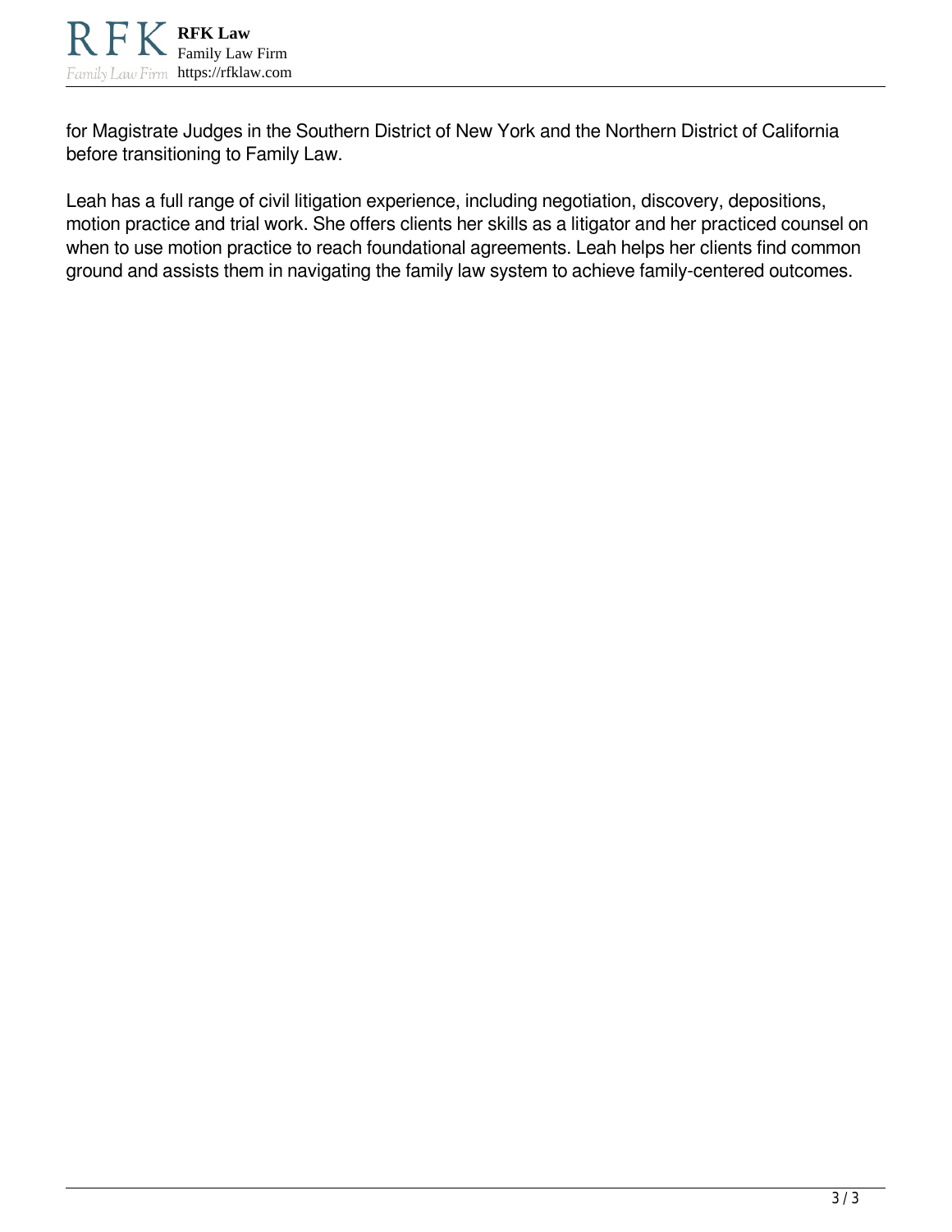for Magistrate Judges in the Southern District of New York and the Northern District of California before transitioning to Family Law.

Leah has a full range of civil litigation experience, including negotiation, discovery, depositions, motion practice and trial work. She offers clients her skills as a litigator and her practiced counsel on when to use motion practice to reach foundational agreements. Leah helps her clients find common ground and assists them in navigating the family law system to achieve family-centered outcomes.